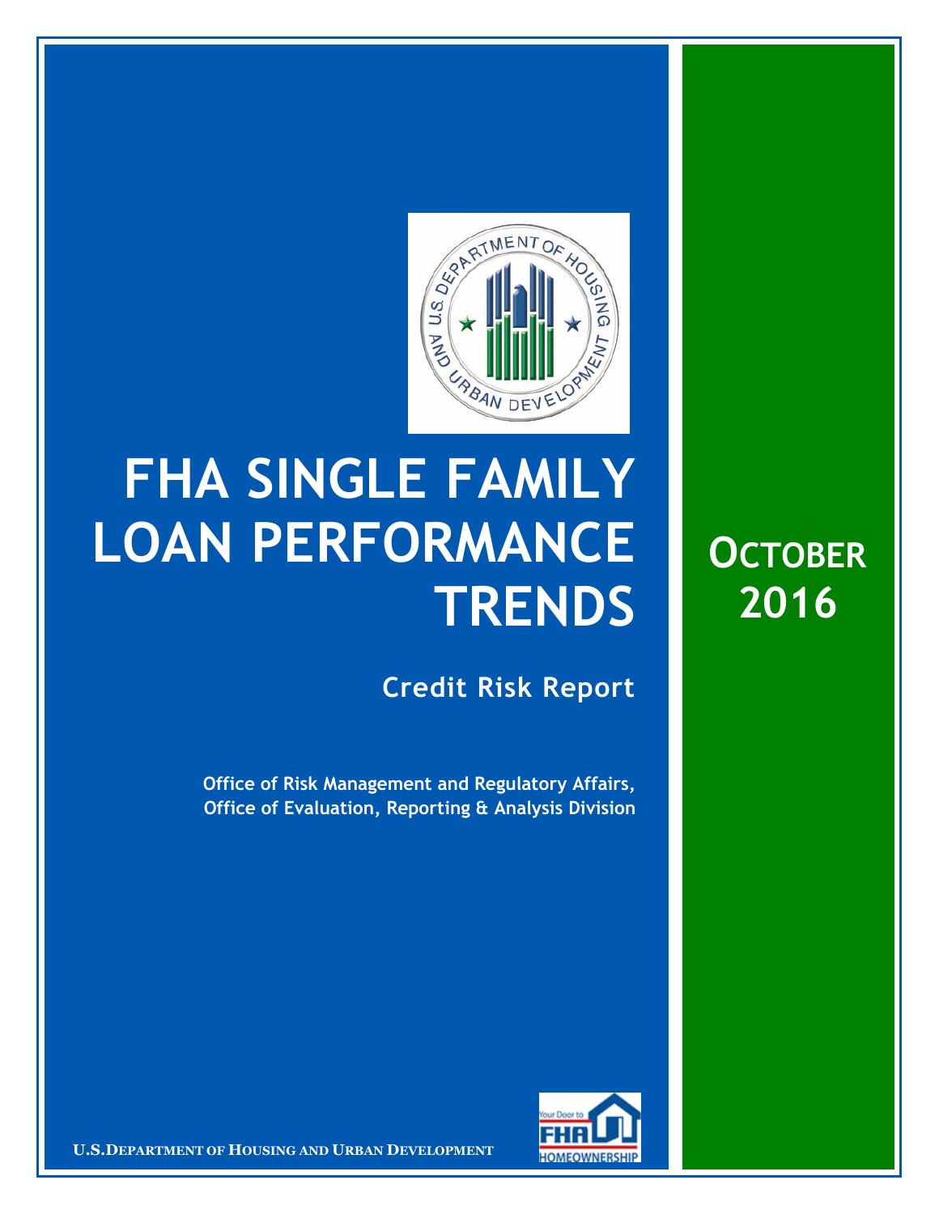# FHA SINGLE FAMILY LOAN PERFORMANCE TRENDS

**OCTOBER 2016**

## Credit Risk Report

**Office of Risk Management and Regulatory Affairs, Office of Evaluation, Reporting & Analysis Division**

**U.S. DEPARTMENT OF HOUSING AND URBAN DEVELOPMENT**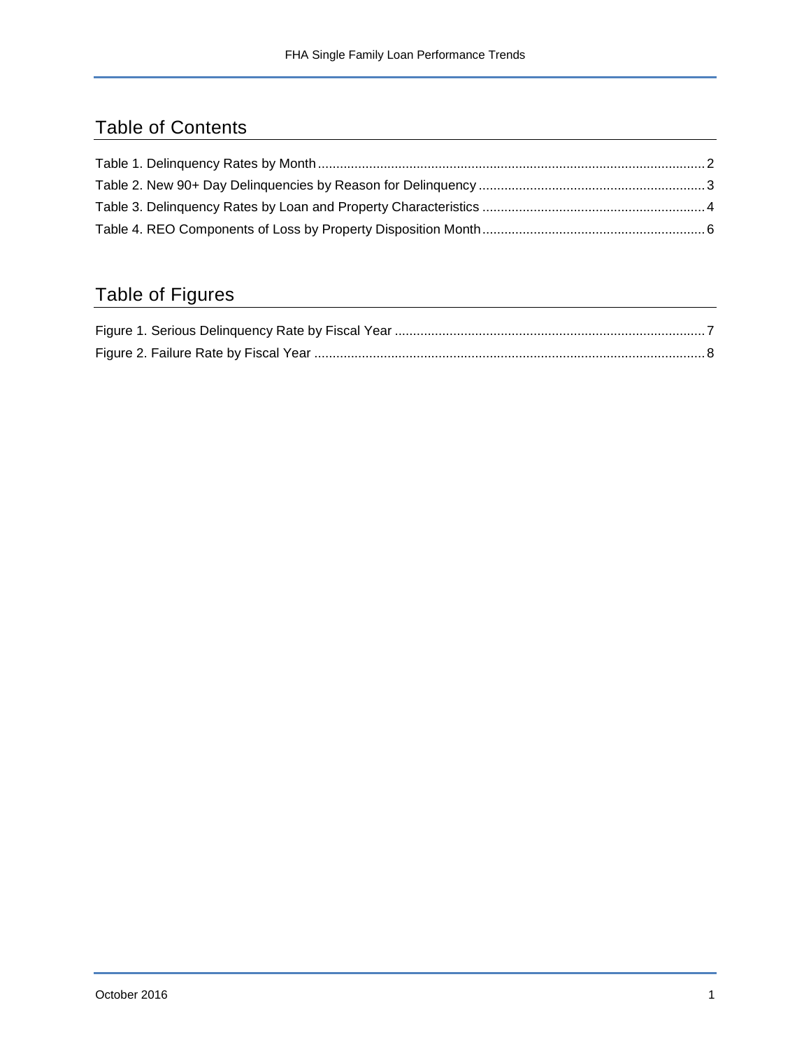## Table of Contents

Table 1. Delinquency Rates by Month ..... 2
Table 2. New 90+ Day Delinquencies by Reason for Delinquency ..... 3
Table 3. Delinquency Rates by Loan and Property Characteristics ..... 4
Table 4. REO Components of Loss by Property Disposition Month ..... 6

## Table of Figures

Figure 1. Serious Delinquency Rate by Fiscal Year ..... 7
Figure 2. Failure Rate by Fiscal Year ..... 8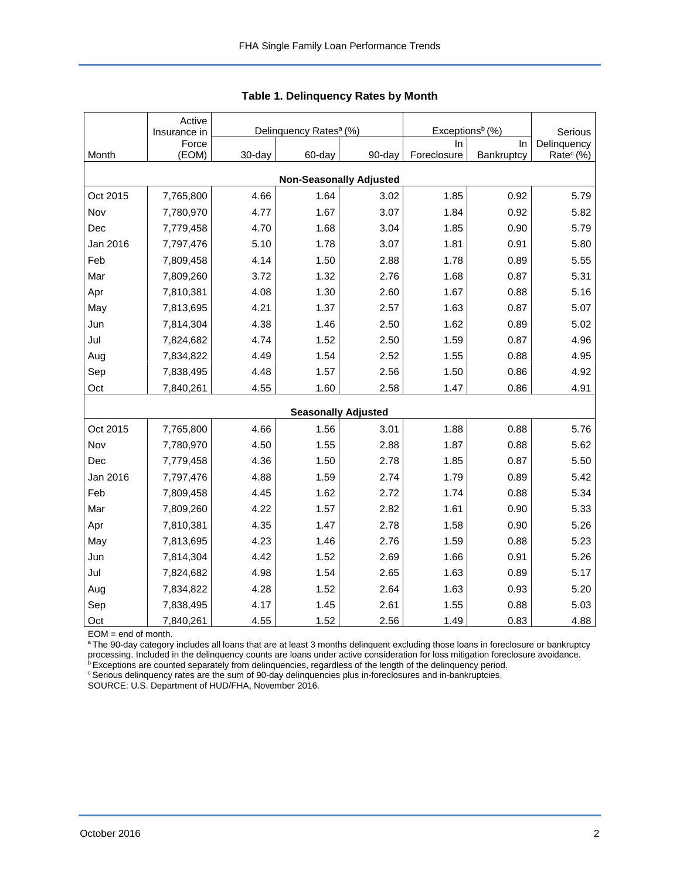## Table 1. Delinquency Rates by Month

| Month | Active Insurance in Force (EOM) | Delinquency Rates[a] (%) | | | Exceptions[b] (%) | | Serious Delinquency Rate[c] (%) |
|---|---|---|---|---|---|---|---|
| | | 30-day | 60-day | 90-day | In Foreclosure | In Bankruptcy | |
| **Non-Seasonally Adjusted** | | | | | | | |
| Oct 2015 | 7,765,800 | 4.66 | 1.64 | 3.02 | 1.85 | 0.92 | 5.79 |
| Nov | 7,780,970 | 4.77 | 1.67 | 3.07 | 1.84 | 0.92 | 5.82 |
| Dec | 7,779,458 | 4.70 | 1.68 | 3.04 | 1.85 | 0.90 | 5.79 |
| Jan 2016 | 7,797,476 | 5.10 | 1.78 | 3.07 | 1.81 | 0.91 | 5.80 |
| Feb | 7,809,458 | 4.14 | 1.50 | 2.88 | 1.78 | 0.89 | 5.55 |
| Mar | 7,809,260 | 3.72 | 1.32 | 2.76 | 1.68 | 0.87 | 5.31 |
| Apr | 7,810,381 | 4.08 | 1.30 | 2.60 | 1.67 | 0.88 | 5.16 |
| May | 7,813,695 | 4.21 | 1.37 | 2.57 | 1.63 | 0.87 | 5.07 |
| Jun | 7,814,304 | 4.38 | 1.46 | 2.50 | 1.62 | 0.89 | 5.02 |
| Jul | 7,824,682 | 4.74 | 1.52 | 2.50 | 1.59 | 0.87 | 4.96 |
| Aug | 7,834,822 | 4.49 | 1.54 | 2.52 | 1.55 | 0.88 | 4.95 |
| Sep | 7,838,495 | 4.48 | 1.57 | 2.56 | 1.50 | 0.86 | 4.92 |
| Oct | 7,840,261 | 4.55 | 1.60 | 2.58 | 1.47 | 0.86 | 4.91 |
| **Seasonally Adjusted** | | | | | | | |
| Oct 2015 | 7,765,800 | 4.66 | 1.56 | 3.01 | 1.88 | 0.88 | 5.76 |
| Nov | 7,780,970 | 4.50 | 1.55 | 2.88 | 1.87 | 0.88 | 5.62 |
| Dec | 7,779,458 | 4.36 | 1.50 | 2.78 | 1.85 | 0.87 | 5.50 |
| Jan 2016 | 7,797,476 | 4.88 | 1.59 | 2.74 | 1.79 | 0.89 | 5.42 |
| Feb | 7,809,458 | 4.45 | 1.62 | 2.72 | 1.74 | 0.88 | 5.34 |
| Mar | 7,809,260 | 4.22 | 1.57 | 2.82 | 1.61 | 0.90 | 5.33 |
| Apr | 7,810,381 | 4.35 | 1.47 | 2.78 | 1.58 | 0.90 | 5.26 |
| May | 7,813,695 | 4.23 | 1.46 | 2.76 | 1.59 | 0.88 | 5.23 |
| Jun | 7,814,304 | 4.42 | 1.52 | 2.69 | 1.66 | 0.91 | 5.26 |
| Jul | 7,824,682 | 4.98 | 1.54 | 2.65 | 1.63 | 0.89 | 5.17 |
| Aug | 7,834,822 | 4.28 | 1.52 | 2.64 | 1.63 | 0.93 | 5.20 |
| Sep | 7,838,495 | 4.17 | 1.45 | 2.61 | 1.55 | 0.88 | 5.03 |
| Oct | 7,840,261 | 4.55 | 1.52 | 2.56 | 1.49 | 0.83 | 4.88 |

EOM = end of month.

[a] The 90-day category includes all loans that are at least 3 months delinquent excluding those loans in foreclosure or bankruptcy processing. Included in the delinquency counts are loans under active consideration for loss mitigation foreclosure avoidance.

[b] Exceptions are counted separately from delinquencies, regardless of the length of the delinquency period.

[c] Serious delinquency rates are the sum of 90-day delinquencies plus in-foreclosures and in-bankruptcies.

SOURCE: U.S. Department of HUD/FHA, November 2016.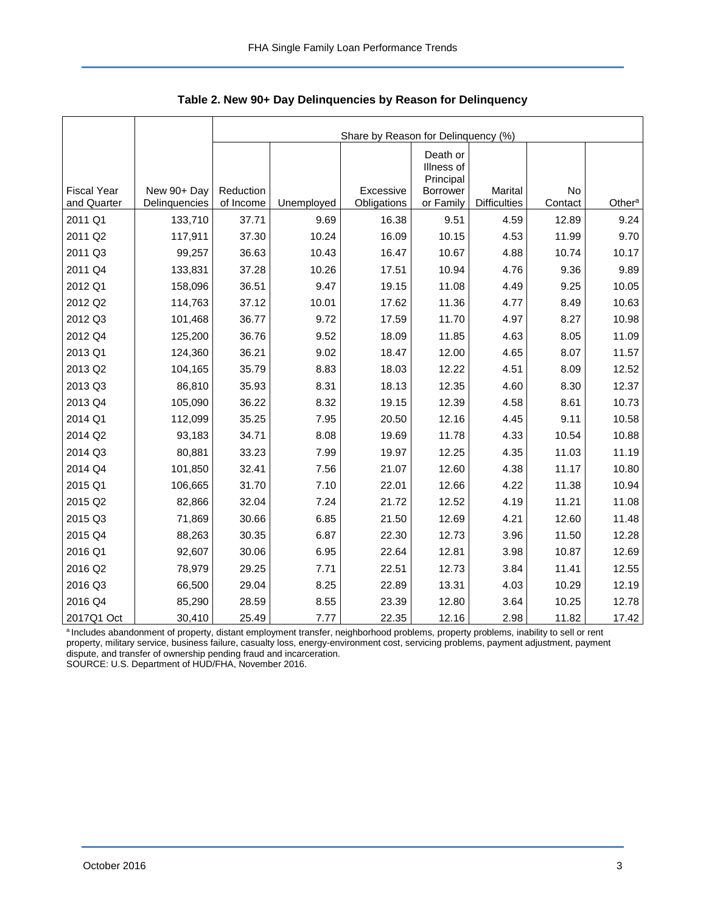**Table 2. New 90+ Day Delinquencies by Reason for Delinquency**

| | | Share by Reason for Delinquency (%) | | | | | | |
|---|---|---|---|---|---|---|---|---|
| Fiscal Year and Quarter | New 90+ Day Delinquencies | Reduction of Income | Unemployed | Excessive Obligations | Death or Illness of Principal Borrower or Family | Marital Difficulties | No Contact | Other[a] |
| 2011 Q1 | 133,710 | 37.71 | 9.69 | 16.38 | 9.51 | 4.59 | 12.89 | 9.24 |
| 2011 Q2 | 117,911 | 37.30 | 10.24 | 16.09 | 10.15 | 4.53 | 11.99 | 9.70 |
| 2011 Q3 | 99,257 | 36.63 | 10.43 | 16.47 | 10.67 | 4.88 | 10.74 | 10.17 |
| 2011 Q4 | 133,831 | 37.28 | 10.26 | 17.51 | 10.94 | 4.76 | 9.36 | 9.89 |
| 2012 Q1 | 158,096 | 36.51 | 9.47 | 19.15 | 11.08 | 4.49 | 9.25 | 10.05 |
| 2012 Q2 | 114,763 | 37.12 | 10.01 | 17.62 | 11.36 | 4.77 | 8.49 | 10.63 |
| 2012 Q3 | 101,468 | 36.77 | 9.72 | 17.59 | 11.70 | 4.97 | 8.27 | 10.98 |
| 2012 Q4 | 125,200 | 36.76 | 9.52 | 18.09 | 11.85 | 4.63 | 8.05 | 11.09 |
| 2013 Q1 | 124,360 | 36.21 | 9.02 | 18.47 | 12.00 | 4.65 | 8.07 | 11.57 |
| 2013 Q2 | 104,165 | 35.79 | 8.83 | 18.03 | 12.22 | 4.51 | 8.09 | 12.52 |
| 2013 Q3 | 86,810 | 35.93 | 8.31 | 18.13 | 12.35 | 4.60 | 8.30 | 12.37 |
| 2013 Q4 | 105,090 | 36.22 | 8.32 | 19.15 | 12.39 | 4.58 | 8.61 | 10.73 |
| 2014 Q1 | 112,099 | 35.25 | 7.95 | 20.50 | 12.16 | 4.45 | 9.11 | 10.58 |
| 2014 Q2 | 93,183 | 34.71 | 8.08 | 19.69 | 11.78 | 4.33 | 10.54 | 10.88 |
| 2014 Q3 | 80,881 | 33.23 | 7.99 | 19.97 | 12.25 | 4.35 | 11.03 | 11.19 |
| 2014 Q4 | 101,850 | 32.41 | 7.56 | 21.07 | 12.60 | 4.38 | 11.17 | 10.80 |
| 2015 Q1 | 106,665 | 31.70 | 7.10 | 22.01 | 12.66 | 4.22 | 11.38 | 10.94 |
| 2015 Q2 | 82,866 | 32.04 | 7.24 | 21.72 | 12.52 | 4.19 | 11.21 | 11.08 |
| 2015 Q3 | 71,869 | 30.66 | 6.85 | 21.50 | 12.69 | 4.21 | 12.60 | 11.48 |
| 2015 Q4 | 88,263 | 30.35 | 6.87 | 22.30 | 12.73 | 3.96 | 11.50 | 12.28 |
| 2016 Q1 | 92,607 | 30.06 | 6.95 | 22.64 | 12.81 | 3.98 | 10.87 | 12.69 |
| 2016 Q2 | 78,979 | 29.25 | 7.71 | 22.51 | 12.73 | 3.84 | 11.41 | 12.55 |
| 2016 Q3 | 66,500 | 29.04 | 8.25 | 22.89 | 13.31 | 4.03 | 10.29 | 12.19 |
| 2016 Q4 | 85,290 | 28.59 | 8.55 | 23.39 | 12.80 | 3.64 | 10.25 | 12.78 |
| 2017Q1 Oct | 30,410 | 25.49 | 7.77 | 22.35 | 12.16 | 2.98 | 11.82 | 17.42 |

[a] Includes abandonment of property, distant employment transfer, neighborhood problems, property problems, inability to sell or rent property, military service, business failure, casualty loss, energy-environment cost, servicing problems, payment adjustment, payment dispute, and transfer of ownership pending fraud and incarceration.

SOURCE: U.S. Department of HUD/FHA, November 2016.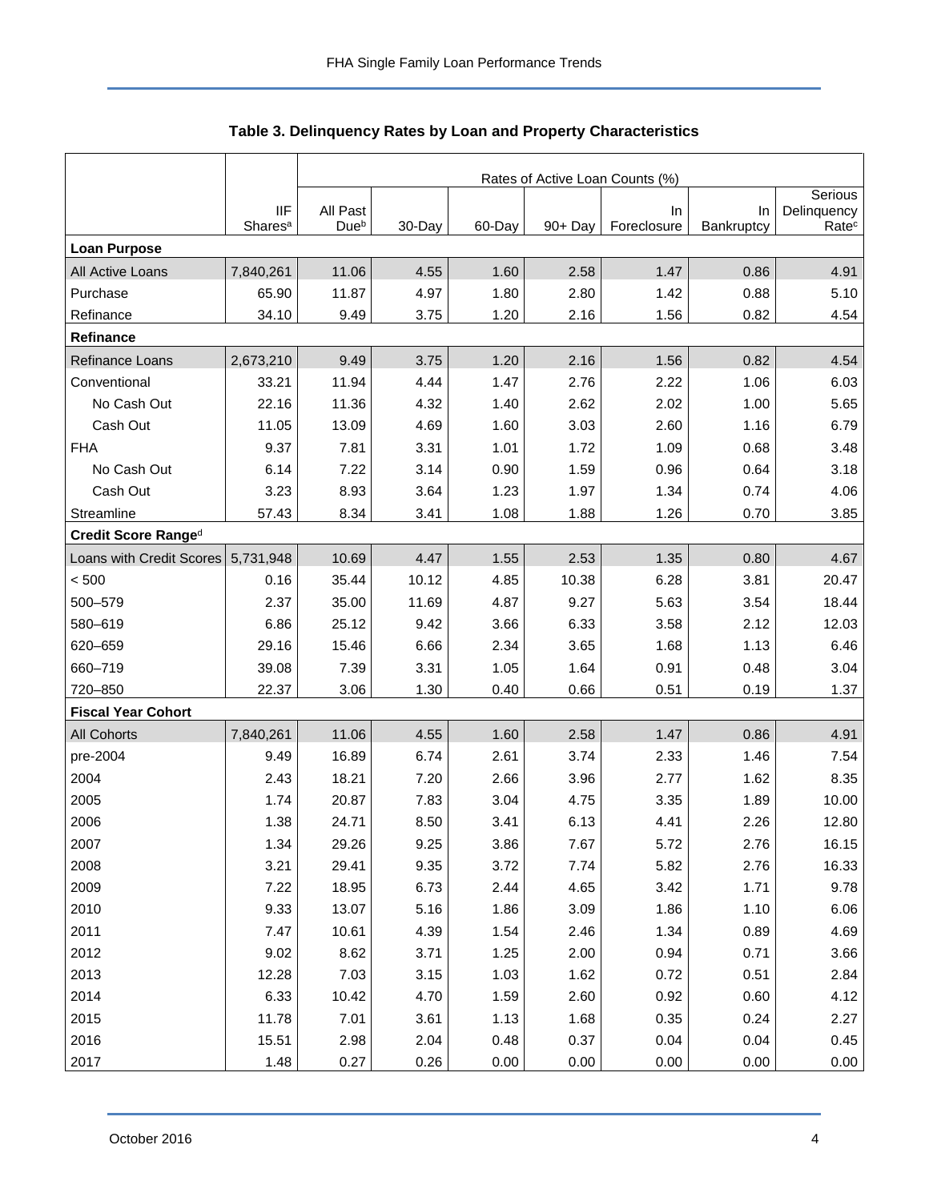## Table 3. Delinquency Rates by Loan and Property Characteristics

| | | Rates of Active Loan Counts (%) | | | | | | |
|---|---|---|---|---|---|---|---|---|
| | IIF Shares[a] | All Past Due[b] | 30-Day | 60-Day | 90+ Day | In Foreclosure | In Bankruptcy | Serious Delinquency Rate[c] |
| **Loan Purpose** | | | | | | | | |
| All Active Loans | 7,840,261 | 11.06 | 4.55 | 1.60 | 2.58 | 1.47 | 0.86 | 4.91 |
| Purchase | 65.90 | 11.87 | 4.97 | 1.80 | 2.80 | 1.42 | 0.88 | 5.10 |
| Refinance | 34.10 | 9.49 | 3.75 | 1.20 | 2.16 | 1.56 | 0.82 | 4.54 |
| **Refinance** | | | | | | | | |
| Refinance Loans | 2,673,210 | 9.49 | 3.75 | 1.20 | 2.16 | 1.56 | 0.82 | 4.54 |
| Conventional | 33.21 | 11.94 | 4.44 | 1.47 | 2.76 | 2.22 | 1.06 | 6.03 |
| No Cash Out | 22.16 | 11.36 | 4.32 | 1.40 | 2.62 | 2.02 | 1.00 | 5.65 |
| Cash Out | 11.05 | 13.09 | 4.69 | 1.60 | 3.03 | 2.60 | 1.16 | 6.79 |
| FHA | 9.37 | 7.81 | 3.31 | 1.01 | 1.72 | 1.09 | 0.68 | 3.48 |
| No Cash Out | 6.14 | 7.22 | 3.14 | 0.90 | 1.59 | 0.96 | 0.64 | 3.18 |
| Cash Out | 3.23 | 8.93 | 3.64 | 1.23 | 1.97 | 1.34 | 0.74 | 4.06 |
| Streamline | 57.43 | 8.34 | 3.41 | 1.08 | 1.88 | 1.26 | 0.70 | 3.85 |
| **Credit Score Range[d]** | | | | | | | | |
| Loans with Credit Scores | 5,731,948 | 10.69 | 4.47 | 1.55 | 2.53 | 1.35 | 0.80 | 4.67 |
| < 500 | 0.16 | 35.44 | 10.12 | 4.85 | 10.38 | 6.28 | 3.81 | 20.47 |
| 500–579 | 2.37 | 35.00 | 11.69 | 4.87 | 9.27 | 5.63 | 3.54 | 18.44 |
| 580–619 | 6.86 | 25.12 | 9.42 | 3.66 | 6.33 | 3.58 | 2.12 | 12.03 |
| 620–659 | 29.16 | 15.46 | 6.66 | 2.34 | 3.65 | 1.68 | 1.13 | 6.46 |
| 660–719 | 39.08 | 7.39 | 3.31 | 1.05 | 1.64 | 0.91 | 0.48 | 3.04 |
| 720–850 | 22.37 | 3.06 | 1.30 | 0.40 | 0.66 | 0.51 | 0.19 | 1.37 |
| **Fiscal Year Cohort** | | | | | | | | |
| All Cohorts | 7,840,261 | 11.06 | 4.55 | 1.60 | 2.58 | 1.47 | 0.86 | 4.91 |
| pre-2004 | 9.49 | 16.89 | 6.74 | 2.61 | 3.74 | 2.33 | 1.46 | 7.54 |
| 2004 | 2.43 | 18.21 | 7.20 | 2.66 | 3.96 | 2.77 | 1.62 | 8.35 |
| 2005 | 1.74 | 20.87 | 7.83 | 3.04 | 4.75 | 3.35 | 1.89 | 10.00 |
| 2006 | 1.38 | 24.71 | 8.50 | 3.41 | 6.13 | 4.41 | 2.26 | 12.80 |
| 2007 | 1.34 | 29.26 | 9.25 | 3.86 | 7.67 | 5.72 | 2.76 | 16.15 |
| 2008 | 3.21 | 29.41 | 9.35 | 3.72 | 7.74 | 5.82 | 2.76 | 16.33 |
| 2009 | 7.22 | 18.95 | 6.73 | 2.44 | 4.65 | 3.42 | 1.71 | 9.78 |
| 2010 | 9.33 | 13.07 | 5.16 | 1.86 | 3.09 | 1.86 | 1.10 | 6.06 |
| 2011 | 7.47 | 10.61 | 4.39 | 1.54 | 2.46 | 1.34 | 0.89 | 4.69 |
| 2012 | 9.02 | 8.62 | 3.71 | 1.25 | 2.00 | 0.94 | 0.71 | 3.66 |
| 2013 | 12.28 | 7.03 | 3.15 | 1.03 | 1.62 | 0.72 | 0.51 | 2.84 |
| 2014 | 6.33 | 10.42 | 4.70 | 1.59 | 2.60 | 0.92 | 0.60 | 4.12 |
| 2015 | 11.78 | 7.01 | 3.61 | 1.13 | 1.68 | 0.35 | 0.24 | 2.27 |
| 2016 | 15.51 | 2.98 | 2.04 | 0.48 | 0.37 | 0.04 | 0.04 | 0.45 |
| 2017 | 1.48 | 0.27 | 0.26 | 0.00 | 0.00 | 0.00 | 0.00 | 0.00 |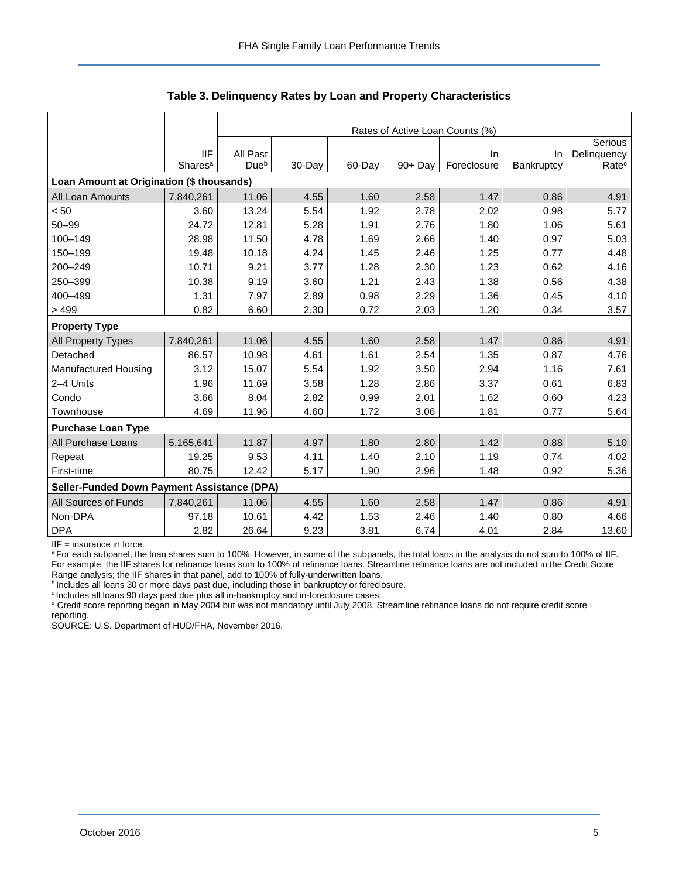**Table 3. Delinquency Rates by Loan and Property Characteristics**

| | | Rates of Active Loan Counts (%) | | | | | | |
|---|---|---|---|---|---|---|---|---|
| | IIF Shares[a] | All Past Due[b] | 30-Day | 60-Day | 90+ Day | In Foreclosure | In Bankruptcy | Serious Delinquency Rate[c] |
| **Loan Amount at Origination ($ thousands)** | | | | | | | | |
| All Loan Amounts | 7,840,261 | 11.06 | 4.55 | 1.60 | 2.58 | 1.47 | 0.86 | 4.91 |
| < 50 | 3.60 | 13.24 | 5.54 | 1.92 | 2.78 | 2.02 | 0.98 | 5.77 |
| 50–99 | 24.72 | 12.81 | 5.28 | 1.91 | 2.76 | 1.80 | 1.06 | 5.61 |
| 100–149 | 28.98 | 11.50 | 4.78 | 1.69 | 2.66 | 1.40 | 0.97 | 5.03 |
| 150–199 | 19.48 | 10.18 | 4.24 | 1.45 | 2.46 | 1.25 | 0.77 | 4.48 |
| 200–249 | 10.71 | 9.21 | 3.77 | 1.28 | 2.30 | 1.23 | 0.62 | 4.16 |
| 250–399 | 10.38 | 9.19 | 3.60 | 1.21 | 2.43 | 1.38 | 0.56 | 4.38 |
| 400–499 | 1.31 | 7.97 | 2.89 | 0.98 | 2.29 | 1.36 | 0.45 | 4.10 |
| > 499 | 0.82 | 6.60 | 2.30 | 0.72 | 2.03 | 1.20 | 0.34 | 3.57 |
| **Property Type** | | | | | | | | |
| All Property Types | 7,840,261 | 11.06 | 4.55 | 1.60 | 2.58 | 1.47 | 0.86 | 4.91 |
| Detached | 86.57 | 10.98 | 4.61 | 1.61 | 2.54 | 1.35 | 0.87 | 4.76 |
| Manufactured Housing | 3.12 | 15.07 | 5.54 | 1.92 | 3.50 | 2.94 | 1.16 | 7.61 |
| 2–4 Units | 1.96 | 11.69 | 3.58 | 1.28 | 2.86 | 3.37 | 0.61 | 6.83 |
| Condo | 3.66 | 8.04 | 2.82 | 0.99 | 2.01 | 1.62 | 0.60 | 4.23 |
| Townhouse | 4.69 | 11.96 | 4.60 | 1.72 | 3.06 | 1.81 | 0.77 | 5.64 |
| **Purchase Loan Type** | | | | | | | | |
| All Purchase Loans | 5,165,641 | 11.87 | 4.97 | 1.80 | 2.80 | 1.42 | 0.88 | 5.10 |
| Repeat | 19.25 | 9.53 | 4.11 | 1.40 | 2.10 | 1.19 | 0.74 | 4.02 |
| First-time | 80.75 | 12.42 | 5.17 | 1.90 | 2.96 | 1.48 | 0.92 | 5.36 |
| **Seller-Funded Down Payment Assistance (DPA)** | | | | | | | | |
| All Sources of Funds | 7,840,261 | 11.06 | 4.55 | 1.60 | 2.58 | 1.47 | 0.86 | 4.91 |
| Non-DPA | 97.18 | 10.61 | 4.42 | 1.53 | 2.46 | 1.40 | 0.80 | 4.66 |
| DPA | 2.82 | 26.64 | 9.23 | 3.81 | 6.74 | 4.01 | 2.84 | 13.60 |

IIF = insurance in force.

[a] For each subpanel, the loan shares sum to 100%. However, in some of the subpanels, the total loans in the analysis do not sum to 100% of IIF. For example, the IIF shares for refinance loans sum to 100% of refinance loans. Streamline refinance loans are not included in the Credit Score Range analysis; the IIF shares in that panel, add to 100% of fully-underwritten loans.

[b] Includes all loans 30 or more days past due, including those in bankruptcy or foreclosure.

[c] Includes all loans 90 days past due plus all in-bankruptcy and in-foreclosure cases.

[d] Credit score reporting began in May 2004 but was not mandatory until July 2008. Streamline refinance loans do not require credit score reporting.

SOURCE: U.S. Department of HUD/FHA, November 2016.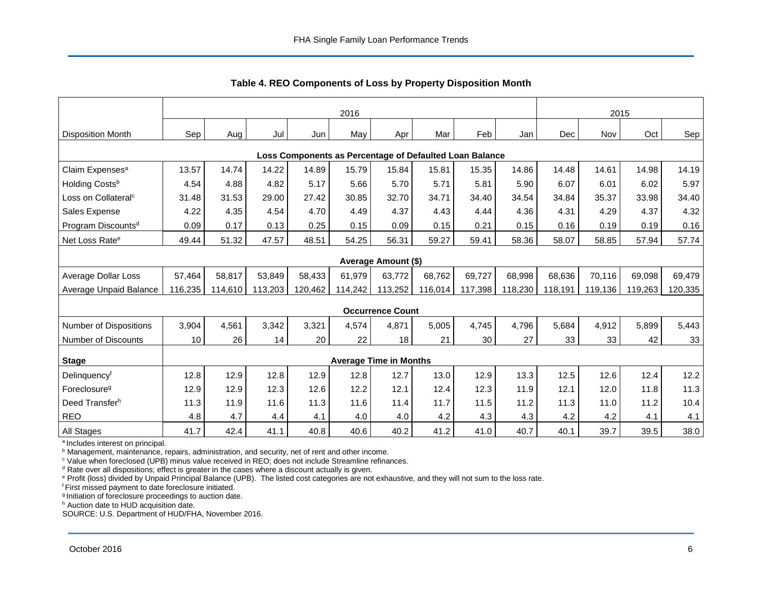### Table 4. REO Components of Loss by Property Disposition Month

| | 2016 | | | | | | | | | 2015 | | | |
|---|---|---|---|---|---|---|---|---|---|---|---|---|---|
| Disposition Month | Sep | Aug | Jul | Jun | May | Apr | Mar | Feb | Jan | Dec | Nov | Oct | Sep |
| **Loss Components as Percentage of Defaulted Loan Balance** | | | | | | | | | | | | | |
| Claim Expenses[a] | 13.57 | 14.74 | 14.22 | 14.89 | 15.79 | 15.84 | 15.81 | 15.35 | 14.86 | 14.48 | 14.61 | 14.98 | 14.19 |
| Holding Costs[b] | 4.54 | 4.88 | 4.82 | 5.17 | 5.66 | 5.70 | 5.71 | 5.81 | 5.90 | 6.07 | 6.01 | 6.02 | 5.97 |
| Loss on Collateral[c] | 31.48 | 31.53 | 29.00 | 27.42 | 30.85 | 32.70 | 34.71 | 34.40 | 34.54 | 34.84 | 35.37 | 33.98 | 34.40 |
| Sales Expense | 4.22 | 4.35 | 4.54 | 4.70 | 4.49 | 4.37 | 4.43 | 4.44 | 4.36 | 4.31 | 4.29 | 4.37 | 4.32 |
| Program Discounts[d] | 0.09 | 0.17 | 0.13 | 0.25 | 0.15 | 0.09 | 0.15 | 0.21 | 0.15 | 0.16 | 0.19 | 0.19 | 0.16 |
| Net Loss Rate[e] | 49.44 | 51.32 | 47.57 | 48.51 | 54.25 | 56.31 | 59.27 | 59.41 | 58.36 | 58.07 | 58.85 | 57.94 | 57.74 |
| **Average Amount ($)** | | | | | | | | | | | | | |
| Average Dollar Loss | 57,464 | 58,817 | 53,849 | 58,433 | 61,979 | 63,772 | 68,762 | 69,727 | 68,998 | 68,636 | 70,116 | 69,098 | 69,479 |
| Average Unpaid Balance | 116,235 | 114,610 | 113,203 | 120,462 | 114,242 | 113,252 | 116,014 | 117,398 | 118,230 | 118,191 | 119,136 | 119,263 | 120,335 |
| **Occurrence Count** | | | | | | | | | | | | | |
| Number of Dispositions | 3,904 | 4,561 | 3,342 | 3,321 | 4,574 | 4,871 | 5,005 | 4,745 | 4,796 | 5,684 | 4,912 | 5,899 | 5,443 |
| Number of Discounts | 10 | 26 | 14 | 20 | 22 | 18 | 21 | 30 | 27 | 33 | 33 | 42 | 33 |
| **Stage** | **Average Time in Months** | | | | | | | | | | | | |
| Delinquency[f] | 12.8 | 12.9 | 12.8 | 12.9 | 12.8 | 12.7 | 13.0 | 12.9 | 13.3 | 12.5 | 12.6 | 12.4 | 12.2 |
| Foreclosure[g] | 12.9 | 12.9 | 12.3 | 12.6 | 12.2 | 12.1 | 12.4 | 12.3 | 11.9 | 12.1 | 12.0 | 11.8 | 11.3 |
| Deed Transfer[h] | 11.3 | 11.9 | 11.6 | 11.3 | 11.6 | 11.4 | 11.7 | 11.5 | 11.2 | 11.3 | 11.0 | 11.2 | 10.4 |
| REO | 4.8 | 4.7 | 4.4 | 4.1 | 4.0 | 4.0 | 4.2 | 4.3 | 4.3 | 4.2 | 4.2 | 4.1 | 4.1 |
| All Stages | 41.7 | 42.4 | 41.1 | 40.8 | 40.6 | 40.2 | 41.2 | 41.0 | 40.7 | 40.1 | 39.7 | 39.5 | 38.0 |

[a] Includes interest on principal.
[b] Management, maintenance, repairs, administration, and security, net of rent and other income.
[c] Value when foreclosed (UPB) minus value received in REO; does not include Streamline refinances.
[d] Rate over all dispositions; effect is greater in the cases where a discount actually is given.
[e] Profit (loss) divided by Unpaid Principal Balance (UPB). The listed cost categories are not exhaustive, and they will not sum to the loss rate.
[f] First missed payment to date foreclosure initiated.
[g] Initiation of foreclosure proceedings to auction date.
[h] Auction date to HUD acquisition date.
SOURCE: U.S. Department of HUD/FHA, November 2016.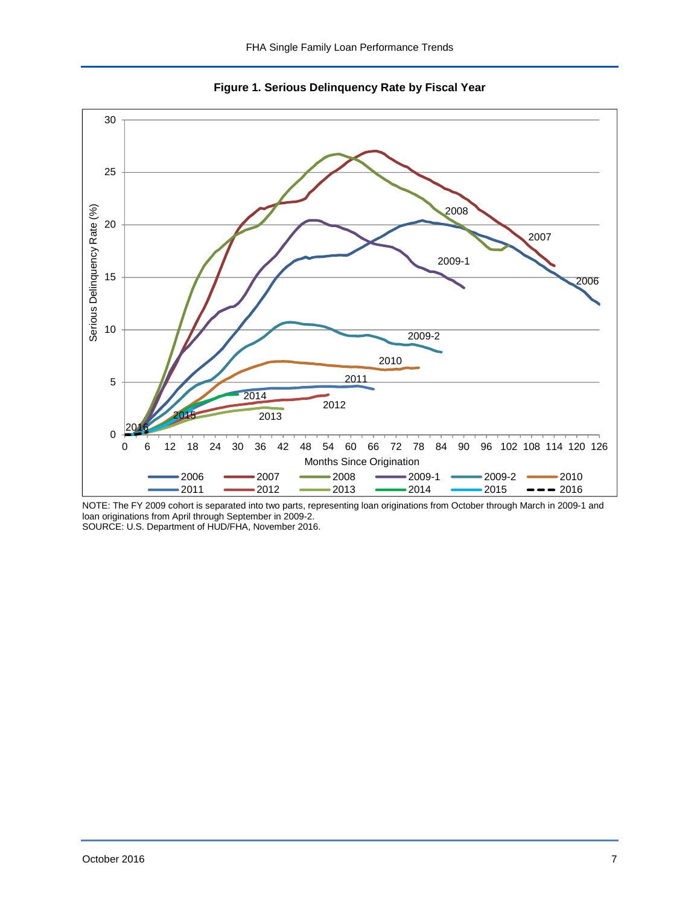**Figure 1. Serious Delinquency Rate by Fiscal Year**

NOTE: The FY 2009 cohort is separated into two parts, representing loan originations from October through March in 2009-1 and loan originations from April through September in 2009-2.
SOURCE: U.S. Department of HUD/FHA, November 2016.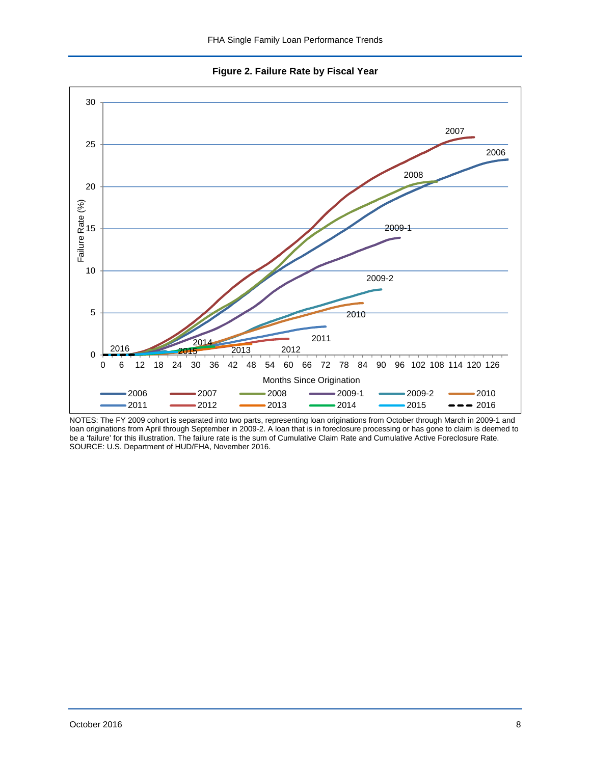**Figure 2. Failure Rate by Fiscal Year**

Failure Rate (%)

30
25
20
15
10
5
0

0 6 12 18 24 30 36 42 48 54 60 66 72 78 84 90 96 102 108 114 120 126

Months Since Origination

2007
2006
2008
2009-1
2009-2
2010
2011
2012
2013
2014
2015
2016

Legend: 2006, 2007, 2008, 2009-1, 2009-2, 2010, 2011, 2012, 2013, 2014, 2015, 2016

NOTES: The FY 2009 cohort is separated into two parts, representing loan originations from October through March in 2009-1 and loan originations from April through September in 2009-2. A loan that is in foreclosure processing or has gone to claim is deemed to be a 'failure' for this illustration. The failure rate is the sum of Cumulative Claim Rate and Cumulative Active Foreclosure Rate.
SOURCE: U.S. Department of HUD/FHA, November 2016.